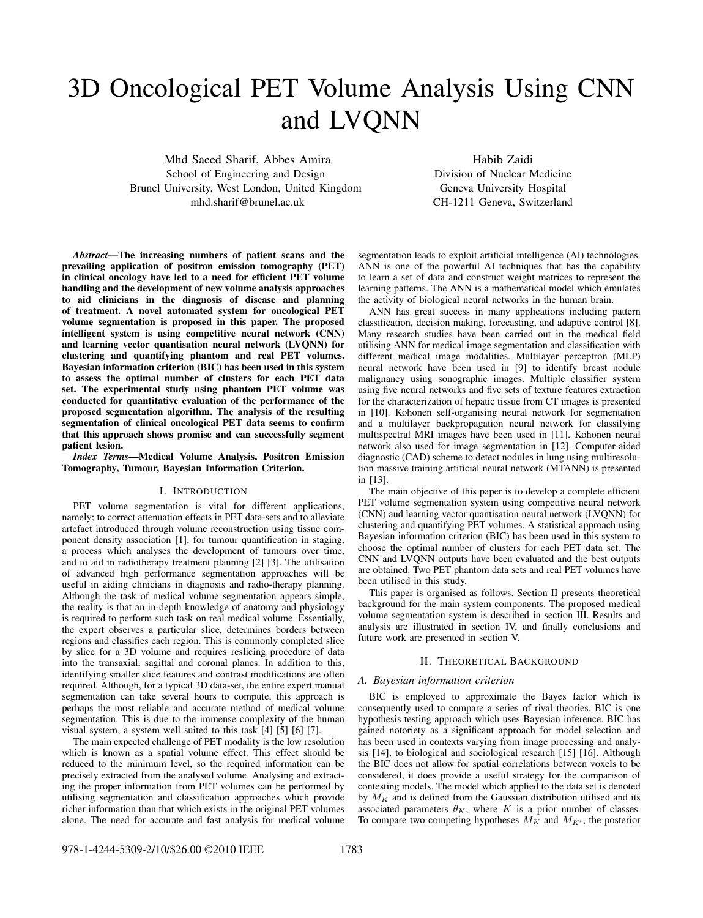# 3D Oncological PET Volume Analysis Using CNN and LVQNN

Mhd Saeed Sharif, Abbes Amira
School of Engineering and Design
Brunel University, West London, United Kingdom
mhd.sharif@brunel.ac.uk

Habib Zaidi
Division of Nuclear Medicine
Geneva University Hospital
CH-1211 Geneva, Switzerland

***Abstract*—The increasing numbers of patient scans and the prevailing application of positron emission tomography (PET) in clinical oncology have led to a need for efficient PET volume handling and the development of new volume analysis approaches to aid clinicians in the diagnosis of disease and planning of treatment. A novel automated system for oncological PET volume segmentation is proposed in this paper. The proposed intelligent system is using competitive neural network (CNN) and learning vector quantisation neural network (LVQNN) for clustering and quantifying phantom and real PET volumes. Bayesian information criterion (BIC) has been used in this system to assess the optimal number of clusters for each PET data set. The experimental study using phantom PET volume was conducted for quantitative evaluation of the performance of the proposed segmentation algorithm. The analysis of the resulting segmentation of clinical oncological PET data seems to confirm that this approach shows promise and can successfully segment patient lesion.**

***Index Terms*—Medical Volume Analysis, Positron Emission Tomography, Tumour, Bayesian Information Criterion.**

## I. Introduction

PET volume segmentation is vital for different applications, namely; to correct attenuation effects in PET data-sets and to alleviate artefact introduced through volume reconstruction using tissue component density association [1], for tumour quantification in staging, a process which analyses the development of tumours over time, and to aid in radiotherapy treatment planning [2] [3]. The utilisation of advanced high performance segmentation approaches will be useful in aiding clinicians in diagnosis and radio-therapy planning. Although the task of medical volume segmentation appears simple, the reality is that an in-depth knowledge of anatomy and physiology is required to perform such task on real medical volume. Essentially, the expert observes a particular slice, determines borders between regions and classifies each region. This is commonly completed slice by slice for a 3D volume and requires reslicing procedure of data into the transaxial, sagittal and coronal planes. In addition to this, identifying smaller slice features and contrast modifications are often required. Although, for a typical 3D data-set, the entire expert manual segmentation can take several hours to compute, this approach is perhaps the most reliable and accurate method of medical volume segmentation. This is due to the immense complexity of the human visual system, a system well suited to this task [4] [5] [6] [7].

The main expected challenge of PET modality is the low resolution which is known as a spatial volume effect. This effect should be reduced to the minimum level, so the required information can be precisely extracted from the analysed volume. Analysing and extracting the proper information from PET volumes can be performed by utilising segmentation and classification approaches which provide richer information than that which exists in the original PET volumes alone. The need for accurate and fast analysis for medical volume segmentation leads to exploit artificial intelligence (AI) technologies. ANN is one of the powerful AI techniques that has the capability to learn a set of data and construct weight matrices to represent the learning patterns. The ANN is a mathematical model which emulates the activity of biological neural networks in the human brain.

ANN has great success in many applications including pattern classification, decision making, forecasting, and adaptive control [8]. Many research studies have been carried out in the medical field utilising ANN for medical image segmentation and classification with different medical image modalities. Multilayer perceptron (MLP) neural network have been used in [9] to identify breast nodule malignancy using sonographic images. Multiple classifier system using five neural networks and five sets of texture features extraction for the characterization of hepatic tissue from CT images is presented in [10]. Kohonen self-organising neural network for segmentation and a multilayer backpropagation neural network for classifying multispectral MRI images have been used in [11]. Kohonen neural network also used for image segmentation in [12]. Computer-aided diagnostic (CAD) scheme to detect nodules in lung using multiresolution massive training artificial neural network (MTANN) is presented in [13].

The main objective of this paper is to develop a complete efficient PET volume segmentation system using competitive neural network (CNN) and learning vector quantisation neural network (LVQNN) for clustering and quantifying PET volumes. A statistical approach using Bayesian information criterion (BIC) has been used in this system to choose the optimal number of clusters for each PET data set. The CNN and LVQNN outputs have been evaluated and the best outputs are obtained. Two PET phantom data sets and real PET volumes have been utilised in this study.

This paper is organised as follows. Section II presents theoretical background for the main system components. The proposed medical volume segmentation system is described in section III. Results and analysis are illustrated in section IV, and finally conclusions and future work are presented in section V.

## II. Theoretical Background

### A. Bayesian information criterion

BIC is employed to approximate the Bayes factor which is consequently used to compare a series of rival theories. BIC is one hypothesis testing approach which uses Bayesian inference. BIC has gained notoriety as a significant approach for model selection and has been used in contexts varying from image processing and analysis [14], to biological and sociological research [15] [16]. Although the BIC does not allow for spatial correlations between voxels to be considered, it does provide a useful strategy for the comparison of contesting models. The model which applied to the data set is denoted by $M_K$ and is defined from the Gaussian distribution utilised and its associated parameters $\theta_K$, where $K$ is a prior number of classes. To compare two competing hypotheses $M_K$ and $M_{K'}$, the posterior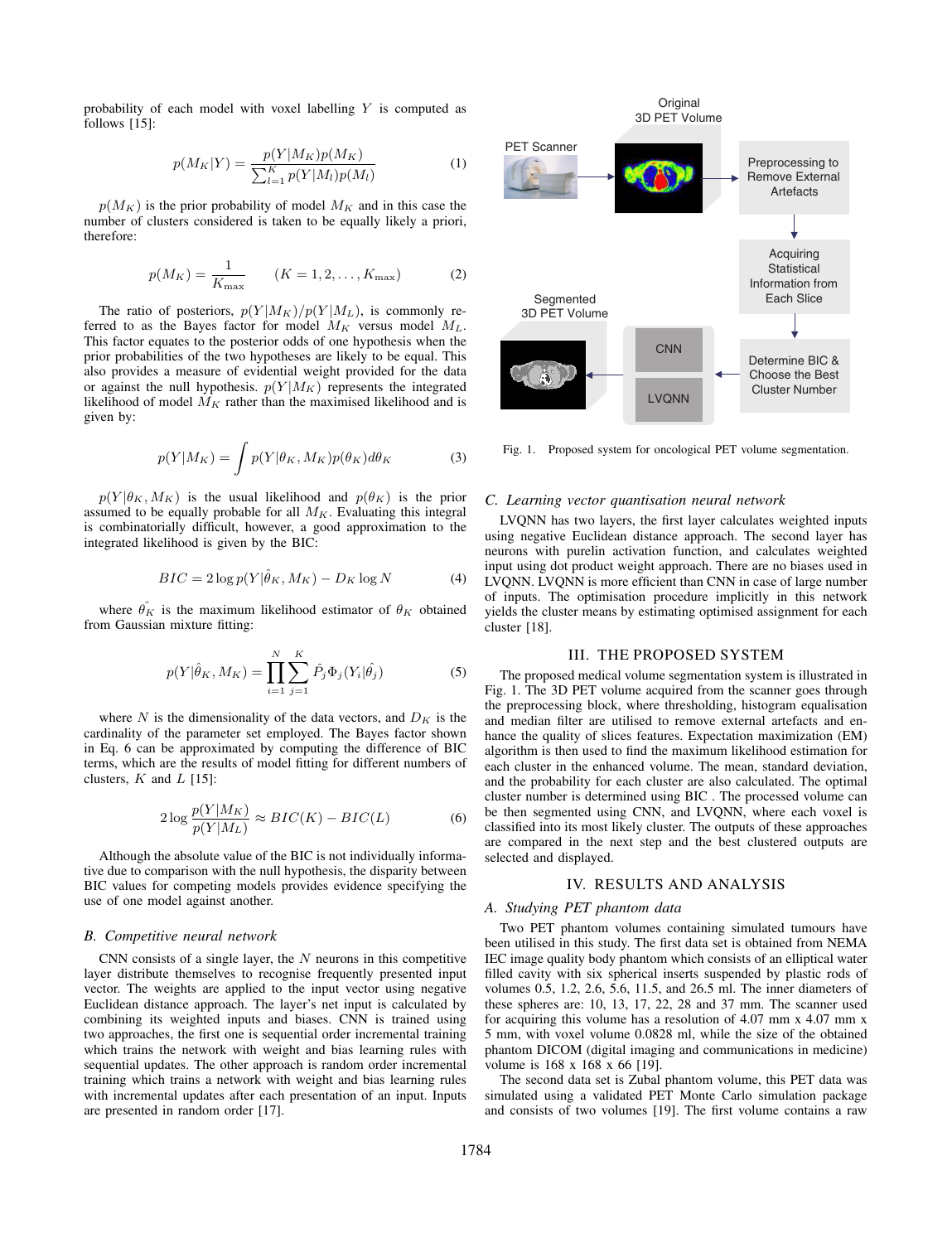probability of each model with voxel labelling $Y$ is computed as follows [15]:

$$p(M_K|Y) = \frac{p(Y|M_K)p(M_K)}{\sum_{l=1}^{K} p(Y|M_l)p(M_l)} \tag{1}$$

$p(M_K)$ is the prior probability of model $M_K$ and in this case the number of clusters considered is taken to be equally likely a priori, therefore:

$$p(M_K) = \frac{1}{K_{\max}} \qquad (K = 1, 2, \ldots, K_{\max}) \tag{2}$$

The ratio of posteriors, $p(Y|M_K)/p(Y|M_L)$, is commonly referred to as the Bayes factor for model $M_K$ versus model $M_L$. This factor equates to the posterior odds of one hypothesis when the prior probabilities of the two hypotheses are likely to be equal. This also provides a measure of evidential weight provided for the data or against the null hypothesis. $p(Y|M_K)$ represents the integrated likelihood of model $M_K$ rather than the maximised likelihood and is given by:

$$p(Y|M_K) = \int p(Y|\theta_K, M_K)p(\theta_K)d\theta_K \tag{3}$$

$p(Y|\theta_K, M_K)$ is the usual likelihood and $p(\theta_K)$ is the prior assumed to be equally probable for all $M_K$. Evaluating this integral is combinatorially difficult, however, a good approximation to the integrated likelihood is given by the BIC:

$$BIC = 2\log p(Y|\hat{\theta}_K, M_K) - D_K \log N \tag{4}$$

where $\hat{\theta_K}$ is the maximum likelihood estimator of $\theta_K$ obtained from Gaussian mixture fitting:

$$p(Y|\hat{\theta}_K, M_K) = \prod_{i=1}^{N}\sum_{j=1}^{K} \hat{P}_j \Phi_j(Y_i|\hat{\theta}_j) \tag{5}$$

where $N$ is the dimensionality of the data vectors, and $D_K$ is the cardinality of the parameter set employed. The Bayes factor shown in Eq. 6 can be approximated by computing the difference of BIC terms, which are the results of model fitting for different numbers of clusters, $K$ and $L$ [15]:

$$2\log\frac{p(Y|M_K)}{p(Y|M_L)} \approx BIC(K) - BIC(L) \tag{6}$$

Although the absolute value of the BIC is not individually informative due to comparison with the null hypothesis, the disparity between BIC values for competing models provides evidence specifying the use of one model against another.

### B. Competitive neural network

CNN consists of a single layer, the $N$ neurons in this competitive layer distribute themselves to recognise frequently presented input vector. The weights are applied to the input vector using negative Euclidean distance approach. The layer's net input is calculated by combining its weighted inputs and biases. CNN is trained using two approaches, the first one is sequential order incremental training which trains the network with weight and bias learning rules with sequential updates. The other approach is random order incremental training which trains a network with weight and bias learning rules with incremental updates after each presentation of an input. Inputs are presented in random order [17].

Original 3D PET Volume

PET Scanner

Preprocessing to Remove External Artefacts

Acquiring Statistical Information from Each Slice

Segmented 3D PET Volume

CNN

LVQNN

Determine BIC & Choose the Best Cluster Number

Fig. 1. Proposed system for oncological PET volume segmentation.

### C. Learning vector quantisation neural network

LVQNN has two layers, the first layer calculates weighted inputs using negative Euclidean distance approach. The second layer has neurons with purelin activation function, and calculates weighted input using dot product weight approach. There are no biases used in LVQNN. LVQNN is more efficient than CNN in case of large number of inputs. The optimisation procedure implicitly in this network yields the cluster means by estimating optimised assignment for each cluster [18].

## III. THE PROPOSED SYSTEM

The proposed medical volume segmentation system is illustrated in Fig. 1. The 3D PET volume acquired from the scanner goes through the preprocessing block, where thresholding, histogram equalisation and median filter are utilised to remove external artefacts and enhance the quality of slices features. Expectation maximization (EM) algorithm is then used to find the maximum likelihood estimation for each cluster in the enhanced volume. The mean, standard deviation, and the probability for each cluster are also calculated. The optimal cluster number is determined using BIC . The processed volume can be then segmented using CNN, and LVQNN, where each voxel is classified into its most likely cluster. The outputs of these approaches are compared in the next step and the best clustered outputs are selected and displayed.

## IV. RESULTS AND ANALYSIS

### A. Studying PET phantom data

Two PET phantom volumes containing simulated tumours have been utilised in this study. The first data set is obtained from NEMA IEC image quality body phantom which consists of an elliptical water filled cavity with six spherical inserts suspended by plastic rods of volumes 0.5, 1.2, 2.6, 5.6, 11.5, and 26.5 ml. The inner diameters of these spheres are: 10, 13, 17, 22, 28 and 37 mm. The scanner used for acquiring this volume has a resolution of 4.07 mm x 4.07 mm x 5 mm, with voxel volume 0.0828 ml, while the size of the obtained phantom DICOM (digital imaging and communications in medicine) volume is 168 x 168 x 66 [19].

The second data set is Zubal phantom volume, this PET data was simulated using a validated PET Monte Carlo simulation package and consists of two volumes [19]. The first volume contains a raw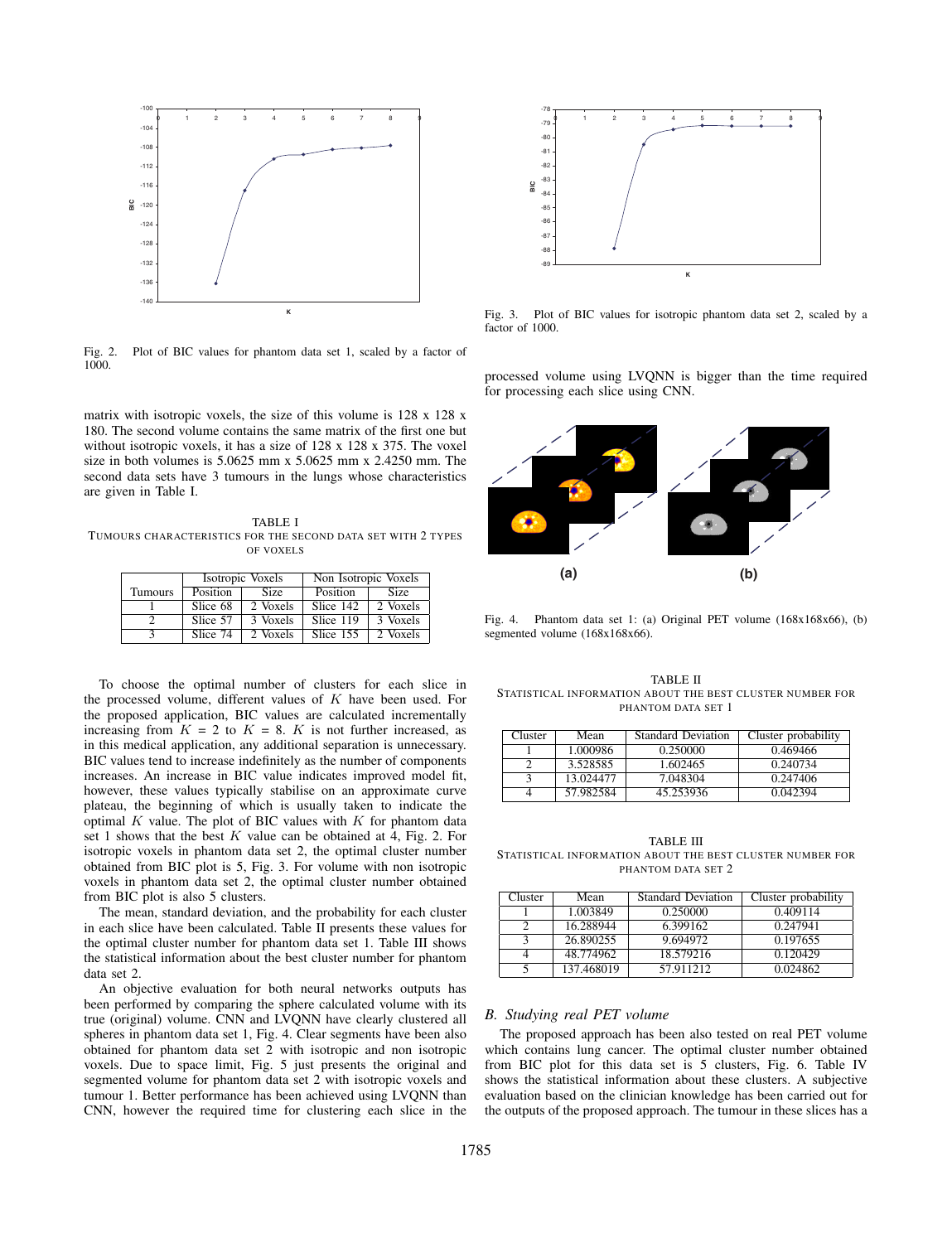Fig. 2. Plot of BIC values for phantom data set 1, scaled by a factor of 1000.

Fig. 3. Plot of BIC values for isotropic phantom data set 2, scaled by a factor of 1000.

matrix with isotropic voxels, the size of this volume is 128 x 128 x 180. The second volume contains the same matrix of the first one but without isotropic voxels, it has a size of 128 x 128 x 375. The voxel size in both volumes is 5.0625 mm x 5.0625 mm x 2.4250 mm. The second data sets have 3 tumours in the lungs whose characteristics are given in Table I.

TABLE I
TUMOURS CHARACTERISTICS FOR THE SECOND DATA SET WITH 2 TYPES OF VOXELS

| | Isotropic Voxels | | Non Isotropic Voxels | |
|---|---|---|---|---|
| Tumours | Position | Size | Position | Size |
| 1 | Slice 68 | 2 Voxels | Slice 142 | 2 Voxels |
| 2 | Slice 57 | 3 Voxels | Slice 119 | 3 Voxels |
| 3 | Slice 74 | 2 Voxels | Slice 155 | 2 Voxels |

To choose the optimal number of clusters for each slice in the processed volume, different values of $K$ have been used. For the proposed application, BIC values are calculated incrementally increasing from $K = 2$ to $K = 8$. $K$ is not further increased, as in this medical application, any additional separation is unnecessary. BIC values tend to increase indefinitely as the number of components increases. An increase in BIC value indicates improved model fit, however, these values typically stabilise on an approximate curve plateau, the beginning of which is usually taken to indicate the optimal $K$ value. The plot of BIC values with $K$ for phantom data set 1 shows that the best $K$ value can be obtained at 4, Fig. 2. For isotropic voxels in phantom data set 2, the optimal cluster number obtained from BIC plot is 5, Fig. 3. For volume with non isotropic voxels in phantom data set 2, the optimal cluster number obtained from BIC plot is also 5 clusters.

The mean, standard deviation, and the probability for each cluster in each slice have been calculated. Table II presents these values for the optimal cluster number for phantom data set 1. Table III shows the statistical information about the best cluster number for phantom data set 2.

An objective evaluation for both neural networks outputs has been performed by comparing the sphere calculated volume with its true (original) volume. CNN and LVQNN have clearly clustered all spheres in phantom data set 1, Fig. 4. Clear segments have also been obtained for phantom data set 2 with isotropic and non isotropic voxels. Due to space limit, Fig. 5 just presents the original and segmented volume for phantom data set 2 with isotropic voxels and tumour 1. Better performance has been achieved using LVQNN than CNN, however the required time for clustering each slice in the processed volume using LVQNN is bigger than the time required for processing each slice using CNN.

Fig. 4. Phantom data set 1: (a) Original PET volume (168x168x66), (b) segmented volume (168x168x66).

TABLE II
STATISTICAL INFORMATION ABOUT THE BEST CLUSTER NUMBER FOR PHANTOM DATA SET 1

| Cluster | Mean | Standard Deviation | Cluster probability |
|---|---|---|---|
| 1 | 1.000986 | 0.250000 | 0.469466 |
| 2 | 3.528585 | 1.602465 | 0.240734 |
| 3 | 13.024477 | 7.048304 | 0.247406 |
| 4 | 57.982584 | 45.253936 | 0.042394 |

TABLE III
STATISTICAL INFORMATION ABOUT THE BEST CLUSTER NUMBER FOR PHANTOM DATA SET 2

| Cluster | Mean | Standard Deviation | Cluster probability |
|---|---|---|---|
| 1 | 1.003849 | 0.250000 | 0.409114 |
| 2 | 16.288944 | 6.399162 | 0.247941 |
| 3 | 26.890255 | 9.694972 | 0.197655 |
| 4 | 48.774962 | 18.579216 | 0.120429 |
| 5 | 137.468019 | 57.911212 | 0.024862 |

### B. Studying real PET volume

The proposed approach has been also tested on real PET volume which contains lung cancer. The optimal cluster number obtained from BIC plot for this data set is 5 clusters, Fig. 6. Table IV shows the statistical information about these clusters. A subjective evaluation based on the clinician knowledge has been carried out for the outputs of the proposed approach. The tumour in these slices has a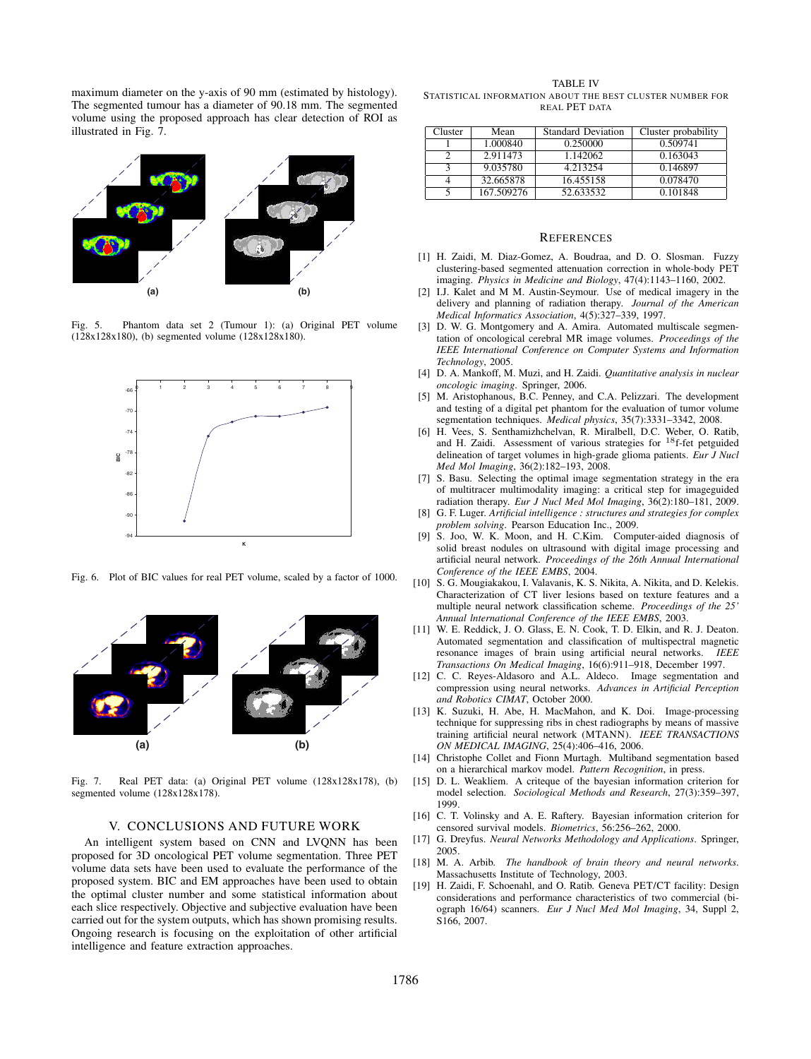maximum diameter on the y-axis of 90 mm (estimated by histology). The segmented tumour has a diameter of 90.18 mm. The segmented volume using the proposed approach has clear detection of ROI as illustrated in Fig. 7.

(a)

(b)

Fig. 5. Phantom data set 2 (Tumour 1): (a) Original PET volume (128x128x180), (b) segmented volume (128x128x180).

0
1
2
3
4
5
6
7
8
9
-66
-70
-74
-78
-82
-86
-90
-94
BIC
K

Fig. 6. Plot of BIC values for real PET volume, scaled by a factor of 1000.

(a)

(b)

Fig. 7. Real PET data: (a) Original PET volume (128x128x178), (b) segmented volume (128x128x178).

## V. CONCLUSIONS AND FUTURE WORK

An intelligent system based on CNN and LVQNN has been proposed for 3D oncological PET volume segmentation. Three PET volume data sets have been used to evaluate the performance of the proposed system. BIC and EM approaches have been used to obtain the optimal cluster number and some statistical information about each slice respectively. Objective and subjective evaluation have been carried out for the system outputs, which has shown promising results. Ongoing research is focusing on the exploitation of other artificial intelligence and feature extraction approaches.

TABLE IV
STATISTICAL INFORMATION ABOUT THE BEST CLUSTER NUMBER FOR REAL PET DATA

| Cluster | Mean | Standard Deviation | Cluster probability |
|---|---|---|---|
| 1 | 1.000840 | 0.250000 | 0.509741 |
| 2 | 2.911473 | 1.142062 | 0.163043 |
| 3 | 9.035780 | 4.213254 | 0.146897 |
| 4 | 32.665878 | 16.455158 | 0.078470 |
| 5 | 167.509276 | 52.633532 | 0.101848 |

## REFERENCES

[1] H. Zaidi, M. Diaz-Gomez, A. Boudraa, and D. O. Slosman. Fuzzy clustering-based segmented attenuation correction in whole-body PET imaging. *Physics in Medicine and Biology*, 47(4):1143–1160, 2002.

[2] I.J. Kalet and M M. Austin-Seymour. Use of medical imagery in the delivery and planning of radiation therapy. *Journal of the American Medical Informatics Association*, 4(5):327–339, 1997.

[3] D. W. G. Montgomery and A. Amira. Automated multiscale segmentation of oncological cerebral MR image volumes. *Proceedings of the IEEE International Conference on Computer Systems and Information Technology*, 2005.

[4] D. A. Mankoff, M. Muzi, and H. Zaidi. *Quantitative analysis in nuclear oncologic imaging*. Springer, 2006.

[5] M. Aristophanous, B.C. Penney, and C.A. Pelizzari. The development and testing of a digital pet phantom for the evaluation of tumor volume segmentation techniques. *Medical physics*, 35(7):3331–3342, 2008.

[6] H. Vees, S. Senthamizhchelvan, R. Miralbell, D.C. Weber, O. Ratib, and H. Zaidi. Assessment of various strategies for $^{18}$f-fet petguided delineation of target volumes in high-grade glioma patients. *Eur J Nucl Med Mol Imaging*, 36(2):182–193, 2008.

[7] S. Basu. Selecting the optimal image segmentation strategy in the era of multitracer multimodality imaging: a critical step for imageguided radiation therapy. *Eur J Nucl Med Mol Imaging*, 36(2):180–181, 2009.

[8] G. F. Luger. *Artificial intelligence : structures and strategies for complex problem solving*. Pearson Education Inc., 2009.

[9] S. Joo, W. K. Moon, and H. C.Kim. Computer-aided diagnosis of solid breast nodules on ultrasound with digital image processing and artificial neural network. *Proceedings of the 26th Annual International Conference of the IEEE EMBS*, 2004.

[10] S. G. Mougiakakou, I. Valavanis, K. S. Nikita, A. Nikita, and D. Kelekis. Characterization of CT liver lesions based on texture features and a multiple neural network classification scheme. *Proceedings of the 25' Annual International Conference of the IEEE EMBS*, 2003.

[11] W. E. Reddick, J. O. Glass, E. N. Cook, T. D. Elkin, and R. J. Deaton. Automated segmentation and classification of multispectral magnetic resonance images of brain using artificial neural networks. *IEEE Transactions On Medical Imaging*, 16(6):911–918, December 1997.

[12] C. C. Reyes-Aldasoro and A.L. Aldeco. Image segmentation and compression using neural networks. *Advances in Artificial Perception and Robotics CIMAT*, October 2000.

[13] K. Suzuki, H. Abe, H. MacMahon, and K. Doi. Image-processing technique for suppressing ribs in chest radiographs by means of massive training artificial neural network (MTANN). *IEEE TRANSACTIONS ON MEDICAL IMAGING*, 25(4):406–416, 2006.

[14] Christophe Collet and Fionn Murtagh. Multiband segmentation based on a hierarchical markov model. *Pattern Recognition*, in press.

[15] D. L. Weakliem. A criteque of the bayesian information criterion for model selection. *Sociological Methods and Research*, 27(3):359–397, 1999.

[16] C. T. Volinsky and A. E. Raftery. Bayesian information criterion for censored survival models. *Biometrics*, 56:256–262, 2000.

[17] G. Dreyfus. *Neural Networks Methodology and Applications*. Springer, 2005.

[18] M. A. Arbib. *The handbook of brain theory and neural networks*. Massachusetts Institute of Technology, 2003.

[19] H. Zaidi, F. Schoenahl, and O. Ratib. Geneva PET/CT facility: Design considerations and performance characteristics of two commercial (biograph 16/64) scanners. *Eur J Nucl Med Mol Imaging*, 34, Suppl 2, S166, 2007.